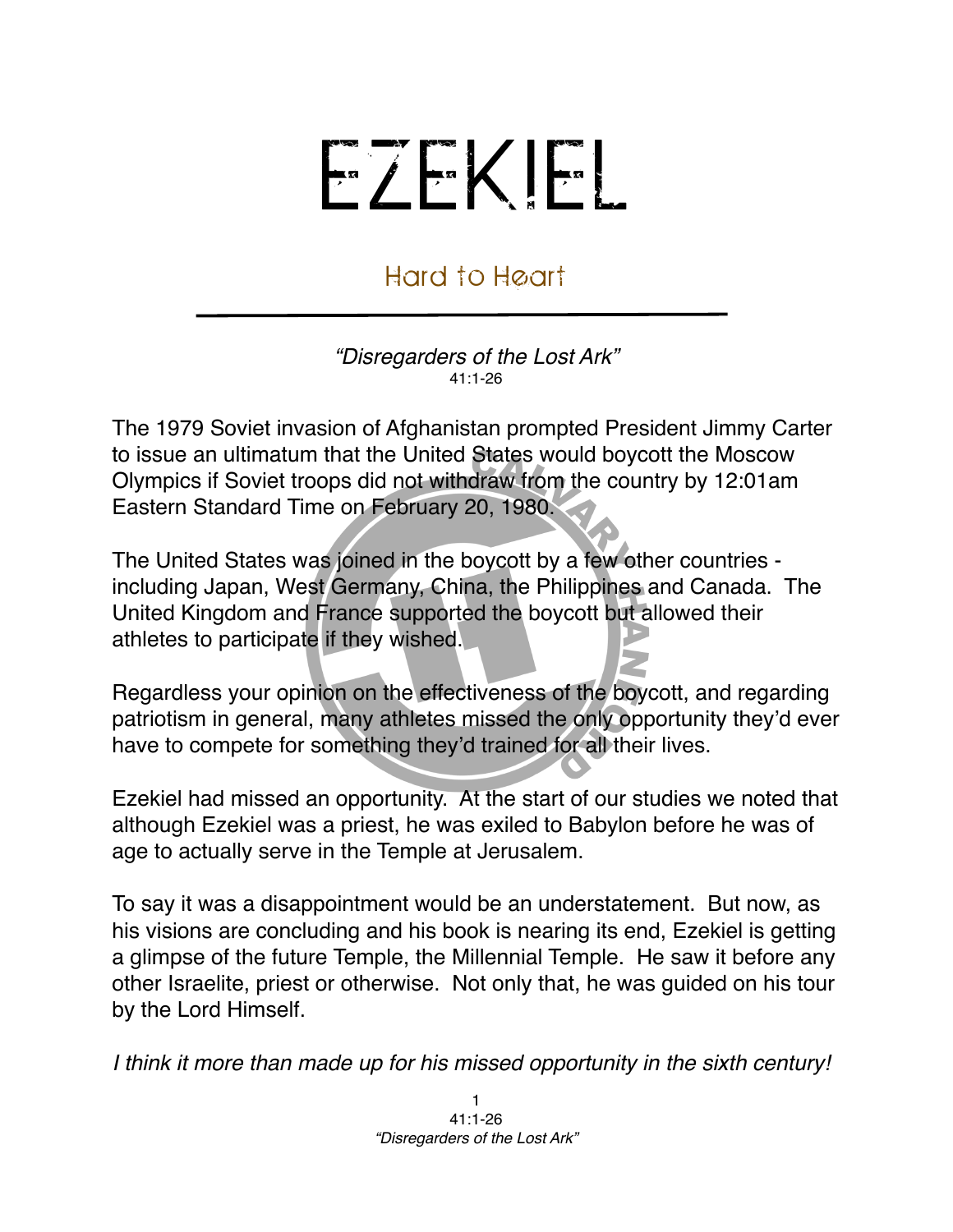# EZEKIEL

## Hard to Heart

*"Disregarders of the Lost Ark"*
41:1-26

The 1979 Soviet invasion of Afghanistan prompted President Jimmy Carter to issue an ultimatum that the United States would boycott the Moscow Olympics if Soviet troops did not withdraw from the country by 12:01am Eastern Standard Time on February 20, 1980.

The United States was joined in the boycott by a few other countries - including Japan, West Germany, China, the Philippines and Canada. The United Kingdom and France supported the boycott but allowed their athletes to participate if they wished.

Regardless your opinion on the effectiveness of the boycott, and regarding patriotism in general, many athletes missed the only opportunity they'd ever have to compete for something they'd trained for all their lives.

Ezekiel had missed an opportunity. At the start of our studies we noted that although Ezekiel was a priest, he was exiled to Babylon before he was of age to actually serve in the Temple at Jerusalem.

To say it was a disappointment would be an understatement. But now, as his visions are concluding and his book is nearing its end, Ezekiel is getting a glimpse of the future Temple, the Millennial Temple. He saw it before any other Israelite, priest or otherwise. Not only that, he was guided on his tour by the Lord Himself.

*I think it more than made up for his missed opportunity in the sixth century!*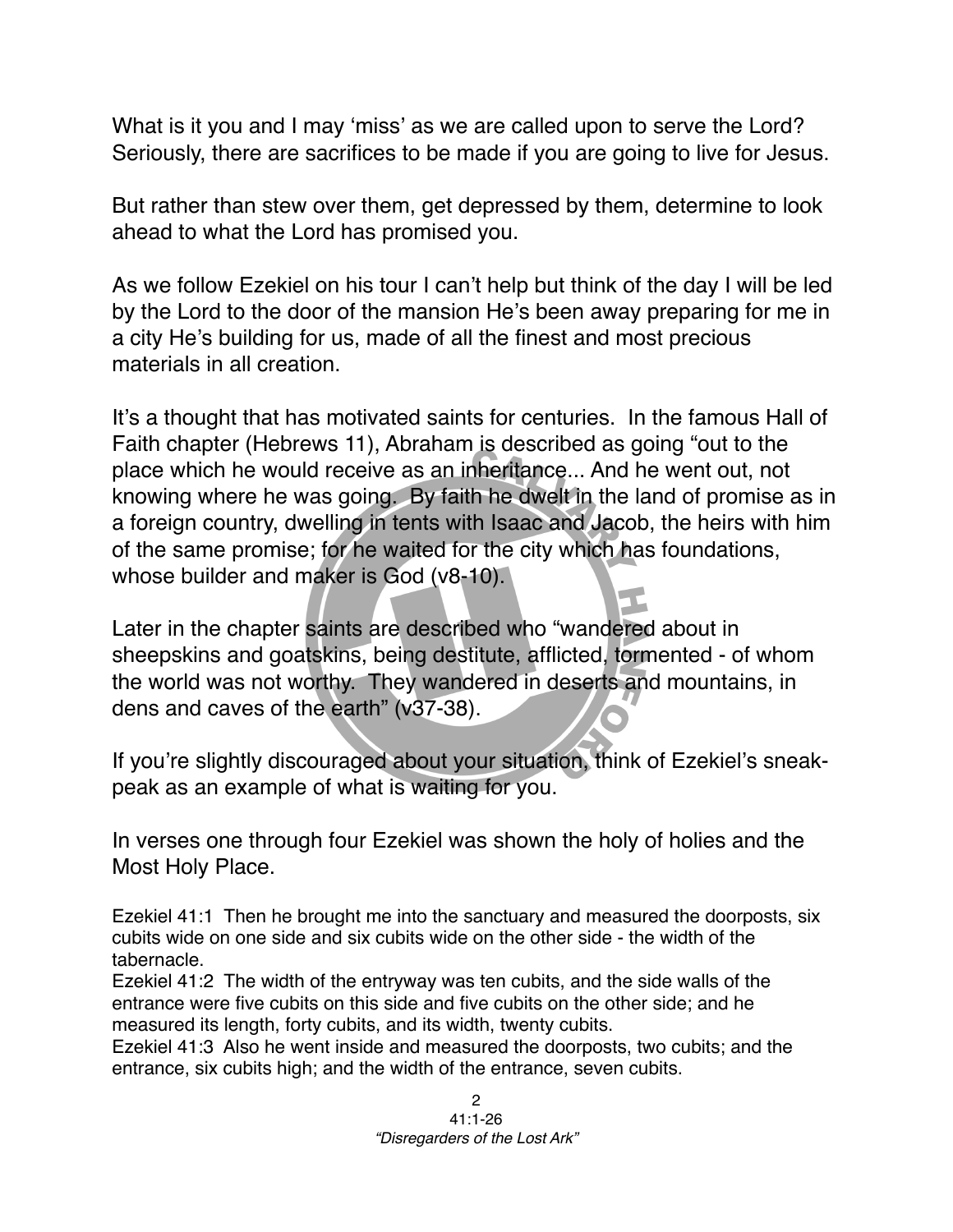What is it you and I may 'miss' as we are called upon to serve the Lord? Seriously, there are sacrifices to be made if you are going to live for Jesus.

But rather than stew over them, get depressed by them, determine to look ahead to what the Lord has promised you.

As we follow Ezekiel on his tour I can't help but think of the day I will be led by the Lord to the door of the mansion He's been away preparing for me in a city He's building for us, made of all the finest and most precious materials in all creation.

It's a thought that has motivated saints for centuries. In the famous Hall of Faith chapter (Hebrews 11), Abraham is described as going "out to the place which he would receive as an inheritance... And he went out, not knowing where he was going. By faith he dwelt in the land of promise as in a foreign country, dwelling in tents with Isaac and Jacob, the heirs with him of the same promise; for he waited for the city which has foundations, whose builder and maker is God (v8-10).

Later in the chapter saints are described who "wandered about in sheepskins and goatskins, being destitute, afflicted, tormented - of whom the world was not worthy. They wandered in deserts and mountains, in dens and caves of the earth" (v37-38).

If you're slightly discouraged about your situation, think of Ezekiel's sneak-peak as an example of what is waiting for you.

In verses one through four Ezekiel was shown the holy of holies and the Most Holy Place.

Ezekiel 41:1 Then he brought me into the sanctuary and measured the doorposts, six cubits wide on one side and six cubits wide on the other side - the width of the tabernacle.
Ezekiel 41:2 The width of the entryway was ten cubits, and the side walls of the entrance were five cubits on this side and five cubits on the other side; and he measured its length, forty cubits, and its width, twenty cubits.
Ezekiel 41:3 Also he went inside and measured the doorposts, two cubits; and the entrance, six cubits high; and the width of the entrance, seven cubits.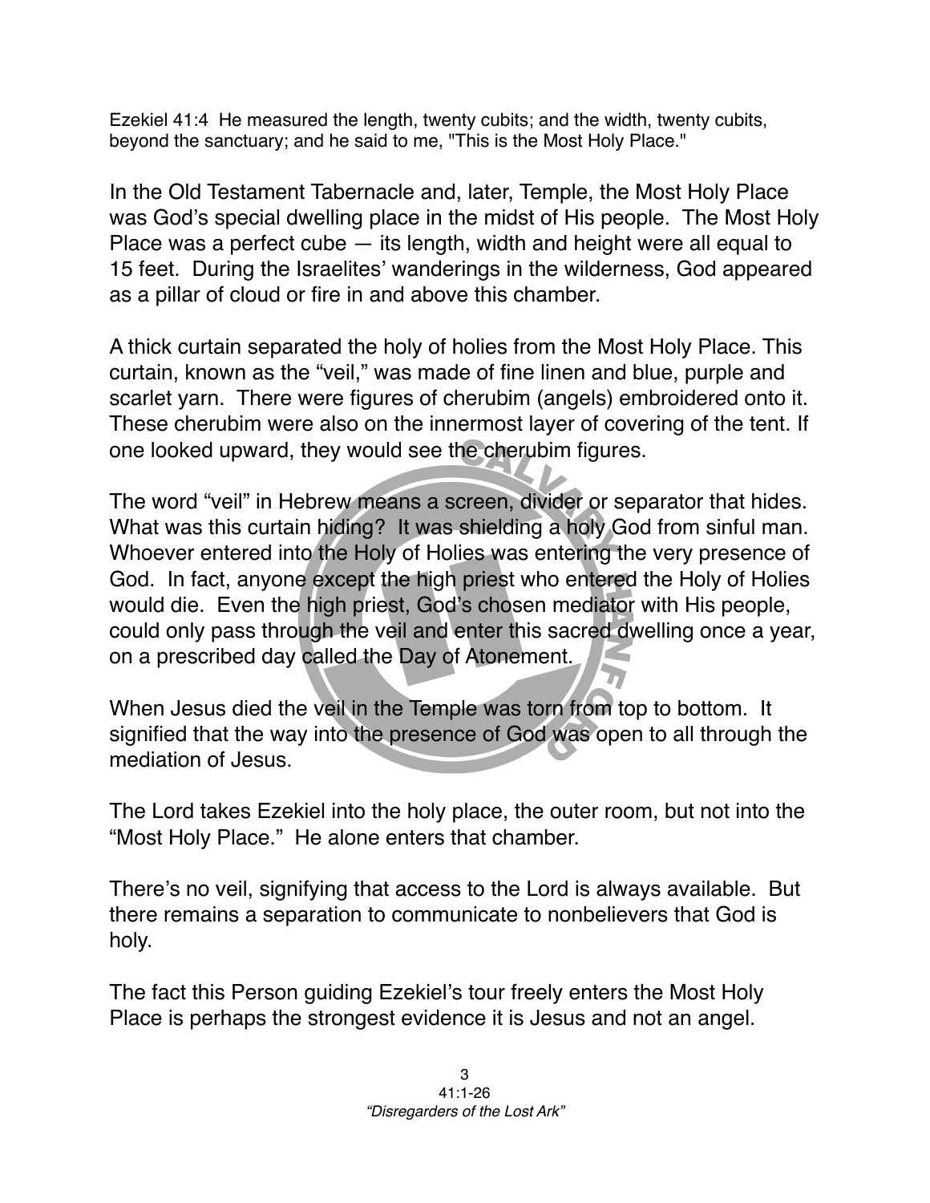Ezekiel 41:4 He measured the length, twenty cubits; and the width, twenty cubits, beyond the sanctuary; and he said to me, "This is the Most Holy Place."

In the Old Testament Tabernacle and, later, Temple, the Most Holy Place was God's special dwelling place in the midst of His people. The Most Holy Place was a perfect cube — its length, width and height were all equal to 15 feet. During the Israelites' wanderings in the wilderness, God appeared as a pillar of cloud or fire in and above this chamber.

A thick curtain separated the holy of holies from the Most Holy Place. This curtain, known as the "veil," was made of fine linen and blue, purple and scarlet yarn. There were figures of cherubim (angels) embroidered onto it. These cherubim were also on the innermost layer of covering of the tent. If one looked upward, they would see the cherubim figures.

The word "veil" in Hebrew means a screen, divider or separator that hides. What was this curtain hiding? It was shielding a holy God from sinful man. Whoever entered into the Holy of Holies was entering the very presence of God. In fact, anyone except the high priest who entered the Holy of Holies would die. Even the high priest, God's chosen mediator with His people, could only pass through the veil and enter this sacred dwelling once a year, on a prescribed day called the Day of Atonement.

When Jesus died the veil in the Temple was torn from top to bottom. It signified that the way into the presence of God was open to all through the mediation of Jesus.

The Lord takes Ezekiel into the holy place, the outer room, but not into the "Most Holy Place." He alone enters that chamber.

There's no veil, signifying that access to the Lord is always available. But there remains a separation to communicate to nonbelievers that God is holy.

The fact this Person guiding Ezekiel's tour freely enters the Most Holy Place is perhaps the strongest evidence it is Jesus and not an angel.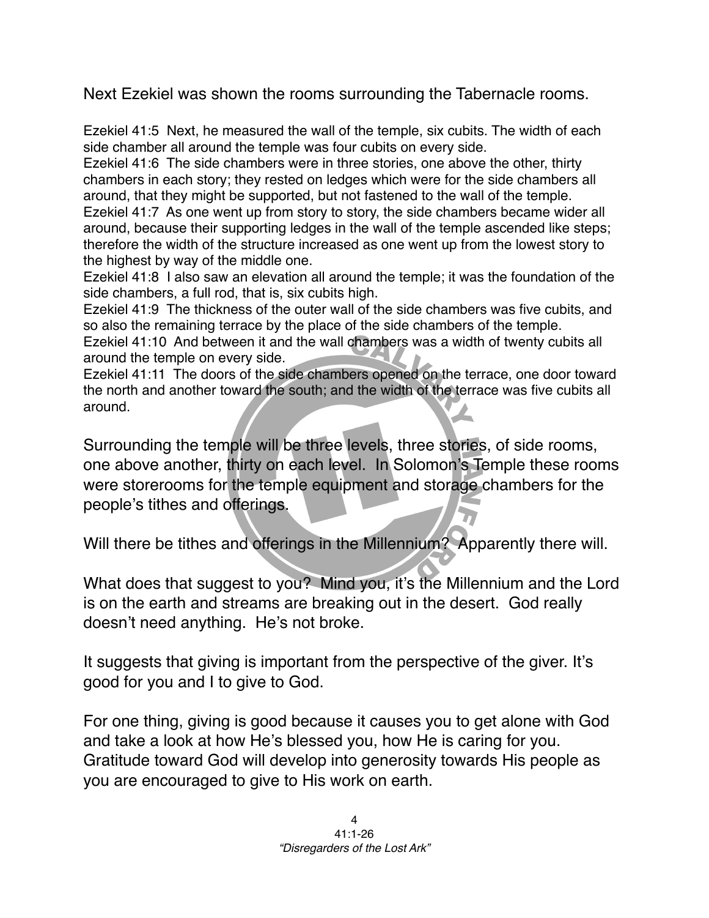Next Ezekiel was shown the rooms surrounding the Tabernacle rooms.

Ezekiel 41:5 Next, he measured the wall of the temple, six cubits. The width of each side chamber all around the temple was four cubits on every side.
Ezekiel 41:6 The side chambers were in three stories, one above the other, thirty chambers in each story; they rested on ledges which were for the side chambers all around, that they might be supported, but not fastened to the wall of the temple.
Ezekiel 41:7 As one went up from story to story, the side chambers became wider all around, because their supporting ledges in the wall of the temple ascended like steps; therefore the width of the structure increased as one went up from the lowest story to the highest by way of the middle one.
Ezekiel 41:8 I also saw an elevation all around the temple; it was the foundation of the side chambers, a full rod, that is, six cubits high.
Ezekiel 41:9 The thickness of the outer wall of the side chambers was five cubits, and so also the remaining terrace by the place of the side chambers of the temple.
Ezekiel 41:10 And between it and the wall chambers was a width of twenty cubits all around the temple on every side.
Ezekiel 41:11 The doors of the side chambers opened on the terrace, one door toward the north and another toward the south; and the width of the terrace was five cubits all around.

Surrounding the temple will be three levels, three stories, of side rooms, one above another, thirty on each level. In Solomon's Temple these rooms were storerooms for the temple equipment and storage chambers for the people's tithes and offerings.

Will there be tithes and offerings in the Millennium? Apparently there will.

What does that suggest to you? Mind you, it's the Millennium and the Lord is on the earth and streams are breaking out in the desert. God really doesn't need anything. He's not broke.

It suggests that giving is important from the perspective of the giver. It's good for you and I to give to God.

For one thing, giving is good because it causes you to get alone with God and take a look at how He's blessed you, how He is caring for you. Gratitude toward God will develop into generosity towards His people as you are encouraged to give to His work on earth.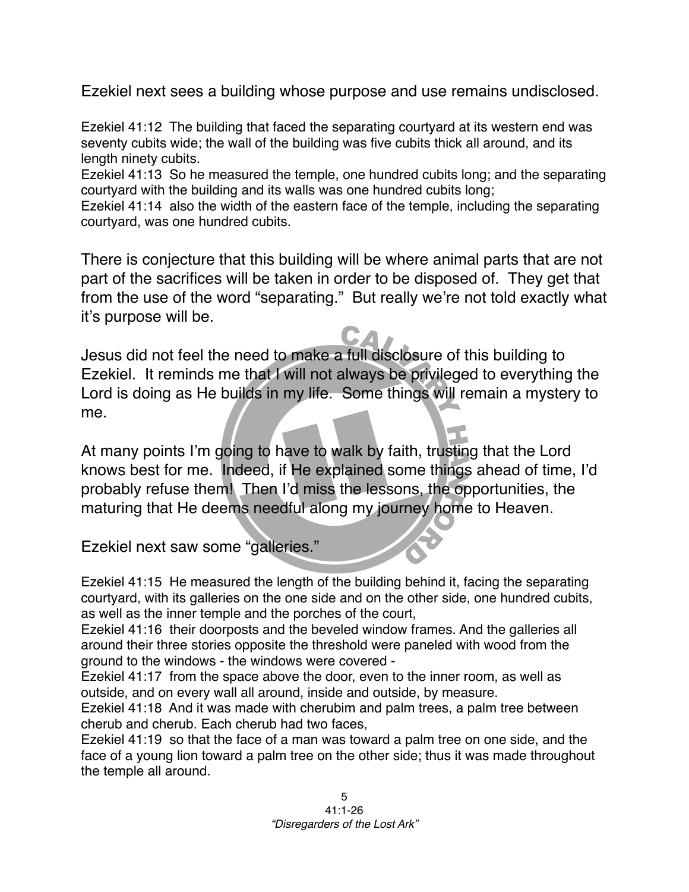Ezekiel next sees a building whose purpose and use remains undisclosed.

Ezekiel 41:12 The building that faced the separating courtyard at its western end was seventy cubits wide; the wall of the building was five cubits thick all around, and its length ninety cubits.
Ezekiel 41:13 So he measured the temple, one hundred cubits long; and the separating courtyard with the building and its walls was one hundred cubits long;
Ezekiel 41:14 also the width of the eastern face of the temple, including the separating courtyard, was one hundred cubits.

There is conjecture that this building will be where animal parts that are not part of the sacrifices will be taken in order to be disposed of. They get that from the use of the word "separating." But really we're not told exactly what it's purpose will be.

Jesus did not feel the need to make a full disclosure of this building to Ezekiel. It reminds me that I will not always be privileged to everything the Lord is doing as He builds in my life. Some things will remain a mystery to me.

At many points I'm going to have to walk by faith, trusting that the Lord knows best for me. Indeed, if He explained some things ahead of time, I'd probably refuse them! Then I'd miss the lessons, the opportunities, the maturing that He deems needful along my journey home to Heaven.

Ezekiel next saw some "galleries."

Ezekiel 41:15 He measured the length of the building behind it, facing the separating courtyard, with its galleries on the one side and on the other side, one hundred cubits, as well as the inner temple and the porches of the court,
Ezekiel 41:16 their doorposts and the beveled window frames. And the galleries all around their three stories opposite the threshold were paneled with wood from the ground to the windows - the windows were covered -
Ezekiel 41:17 from the space above the door, even to the inner room, as well as outside, and on every wall all around, inside and outside, by measure.
Ezekiel 41:18 And it was made with cherubim and palm trees, a palm tree between cherub and cherub. Each cherub had two faces,
Ezekiel 41:19 so that the face of a man was toward a palm tree on one side, and the face of a young lion toward a palm tree on the other side; thus it was made throughout the temple all around.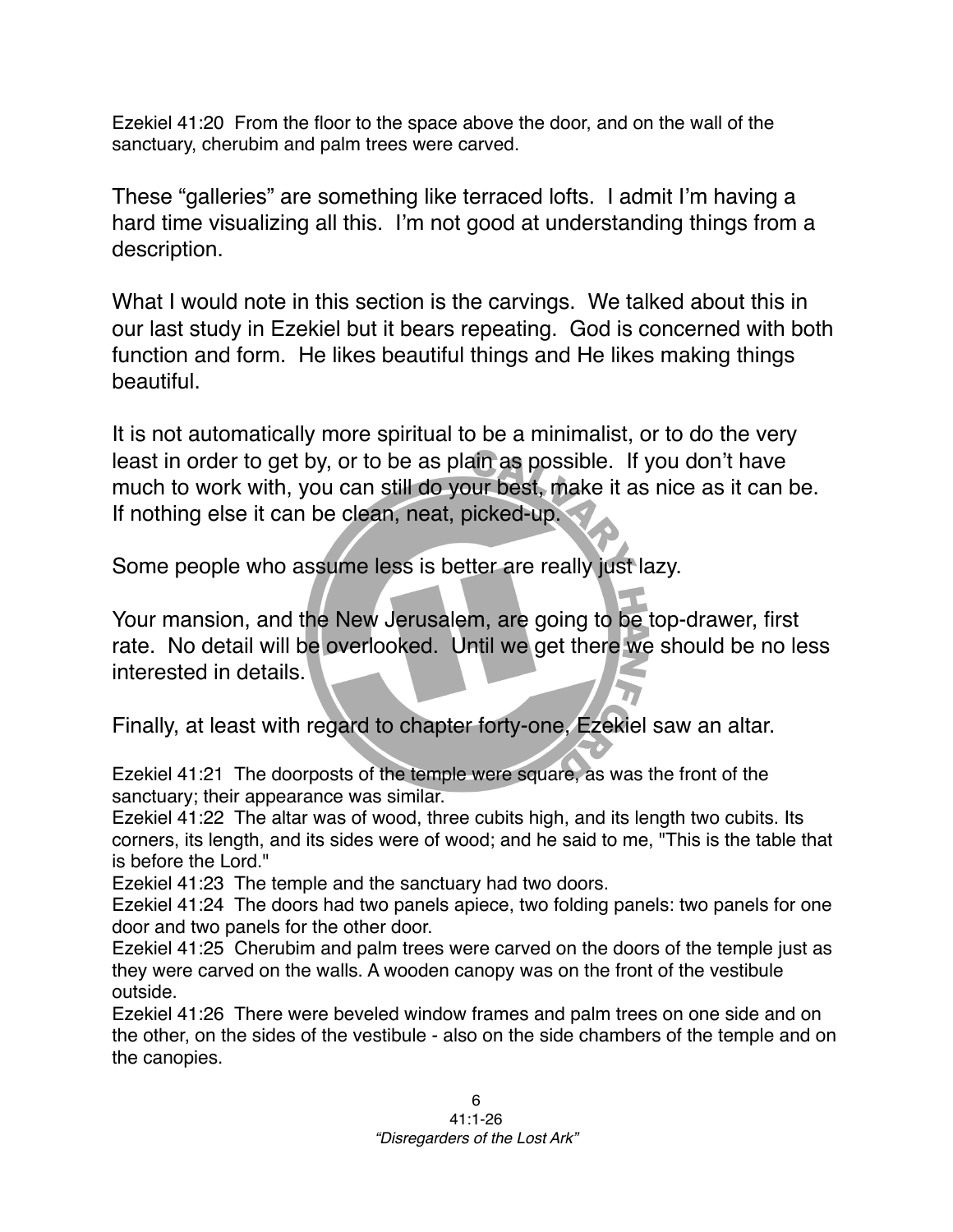Ezekiel 41:20 From the floor to the space above the door, and on the wall of the sanctuary, cherubim and palm trees were carved.

These "galleries" are something like terraced lofts. I admit I'm having a hard time visualizing all this. I'm not good at understanding things from a description.

What I would note in this section is the carvings. We talked about this in our last study in Ezekiel but it bears repeating. God is concerned with both function and form. He likes beautiful things and He likes making things beautiful.

It is not automatically more spiritual to be a minimalist, or to do the very least in order to get by, or to be as plain as possible. If you don't have much to work with, you can still do your best, make it as nice as it can be. If nothing else it can be clean, neat, picked-up.

Some people who assume less is better are really just lazy.

Your mansion, and the New Jerusalem, are going to be top-drawer, first rate. No detail will be overlooked. Until we get there we should be no less interested in details.

Finally, at least with regard to chapter forty-one, Ezekiel saw an altar.

Ezekiel 41:21 The doorposts of the temple were square, as was the front of the sanctuary; their appearance was similar.
Ezekiel 41:22 The altar was of wood, three cubits high, and its length two cubits. Its corners, its length, and its sides were of wood; and he said to me, "This is the table that is before the Lord."
Ezekiel 41:23 The temple and the sanctuary had two doors.
Ezekiel 41:24 The doors had two panels apiece, two folding panels: two panels for one door and two panels for the other door.
Ezekiel 41:25 Cherubim and palm trees were carved on the doors of the temple just as they were carved on the walls. A wooden canopy was on the front of the vestibule outside.
Ezekiel 41:26 There were beveled window frames and palm trees on one side and on the other, on the sides of the vestibule - also on the side chambers of the temple and on the canopies.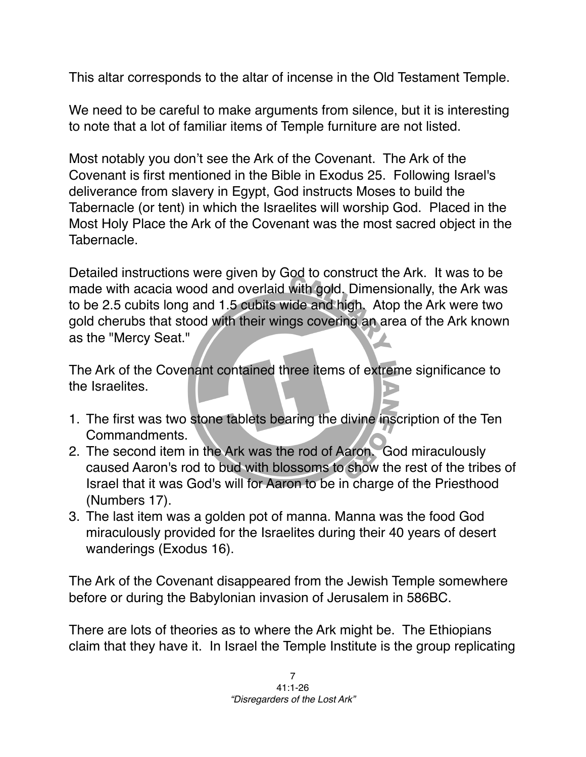This altar corresponds to the altar of incense in the Old Testament Temple.

We need to be careful to make arguments from silence, but it is interesting to note that a lot of familiar items of Temple furniture are not listed.

Most notably you don't see the Ark of the Covenant. The Ark of the Covenant is first mentioned in the Bible in Exodus 25. Following Israel's deliverance from slavery in Egypt, God instructs Moses to build the Tabernacle (or tent) in which the Israelites will worship God. Placed in the Most Holy Place the Ark of the Covenant was the most sacred object in the Tabernacle.

Detailed instructions were given by God to construct the Ark. It was to be made with acacia wood and overlaid with gold. Dimensionally, the Ark was to be 2.5 cubits long and 1.5 cubits wide and high. Atop the Ark were two gold cherubs that stood with their wings covering an area of the Ark known as the "Mercy Seat."

The Ark of the Covenant contained three items of extreme significance to the Israelites.

1. The first was two stone tablets bearing the divine inscription of the Ten Commandments.
2. The second item in the Ark was the rod of Aaron. God miraculously caused Aaron's rod to bud with blossoms to show the rest of the tribes of Israel that it was God's will for Aaron to be in charge of the Priesthood (Numbers 17).
3. The last item was a golden pot of manna. Manna was the food God miraculously provided for the Israelites during their 40 years of desert wanderings (Exodus 16).

The Ark of the Covenant disappeared from the Jewish Temple somewhere before or during the Babylonian invasion of Jerusalem in 586BC.

There are lots of theories as to where the Ark might be. The Ethiopians claim that they have it. In Israel the Temple Institute is the group replicating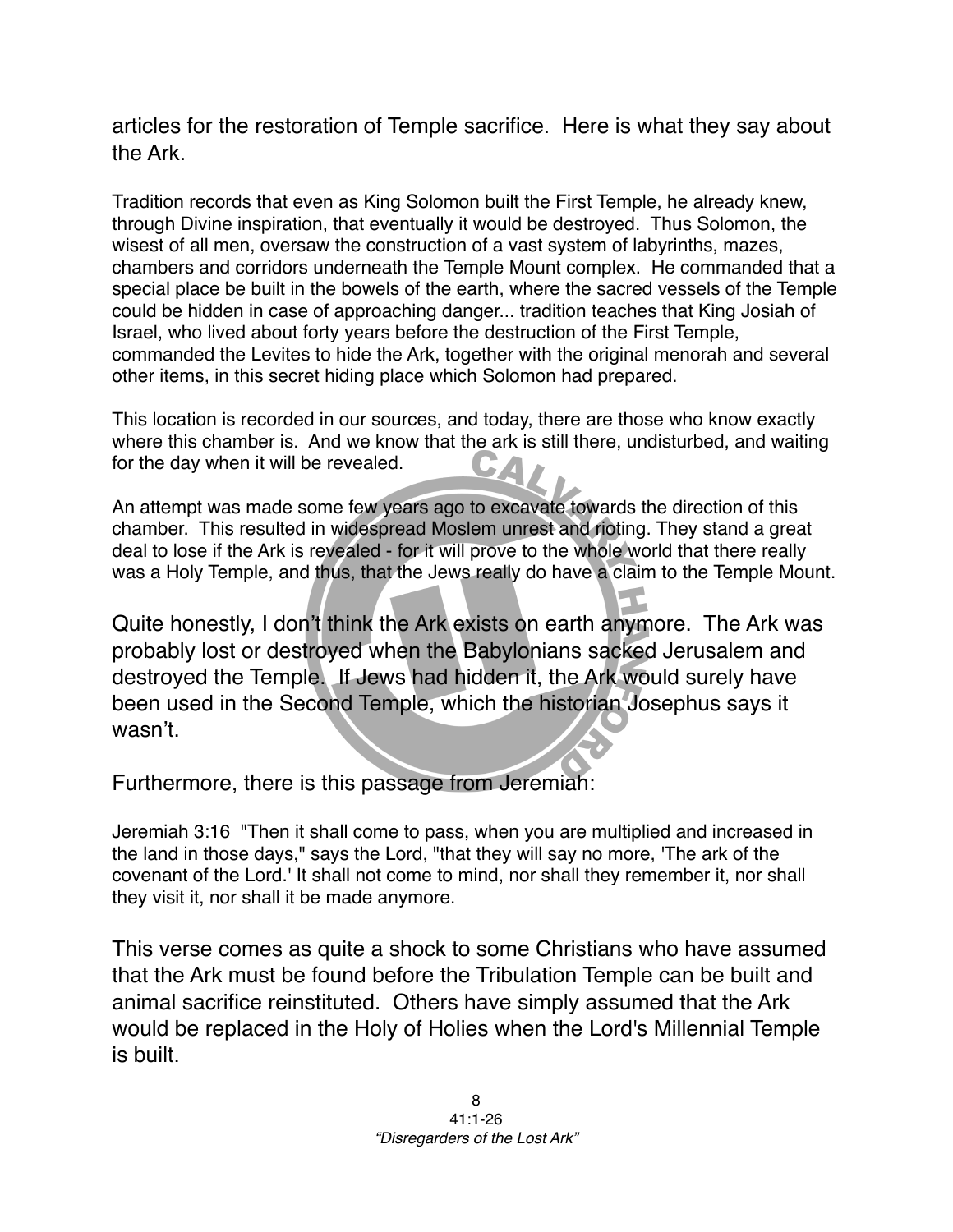articles for the restoration of Temple sacrifice. Here is what they say about the Ark.

Tradition records that even as King Solomon built the First Temple, he already knew, through Divine inspiration, that eventually it would be destroyed. Thus Solomon, the wisest of all men, oversaw the construction of a vast system of labyrinths, mazes, chambers and corridors underneath the Temple Mount complex. He commanded that a special place be built in the bowels of the earth, where the sacred vessels of the Temple could be hidden in case of approaching danger... tradition teaches that King Josiah of Israel, who lived about forty years before the destruction of the First Temple, commanded the Levites to hide the Ark, together with the original menorah and several other items, in this secret hiding place which Solomon had prepared.

This location is recorded in our sources, and today, there are those who know exactly where this chamber is. And we know that the ark is still there, undisturbed, and waiting for the day when it will be revealed.

An attempt was made some few years ago to excavate towards the direction of this chamber. This resulted in widespread Moslem unrest and rioting. They stand a great deal to lose if the Ark is revealed - for it will prove to the whole world that there really was a Holy Temple, and thus, that the Jews really do have a claim to the Temple Mount.

Quite honestly, I don't think the Ark exists on earth anymore. The Ark was probably lost or destroyed when the Babylonians sacked Jerusalem and destroyed the Temple. If Jews had hidden it, the Ark would surely have been used in the Second Temple, which the historian Josephus says it wasn't.

Furthermore, there is this passage from Jeremiah:

Jeremiah 3:16 "Then it shall come to pass, when you are multiplied and increased in the land in those days," says the Lord, "that they will say no more, 'The ark of the covenant of the Lord.' It shall not come to mind, nor shall they remember it, nor shall they visit it, nor shall it be made anymore.

This verse comes as quite a shock to some Christians who have assumed that the Ark must be found before the Tribulation Temple can be built and animal sacrifice reinstituted. Others have simply assumed that the Ark would be replaced in the Holy of Holies when the Lord's Millennial Temple is built.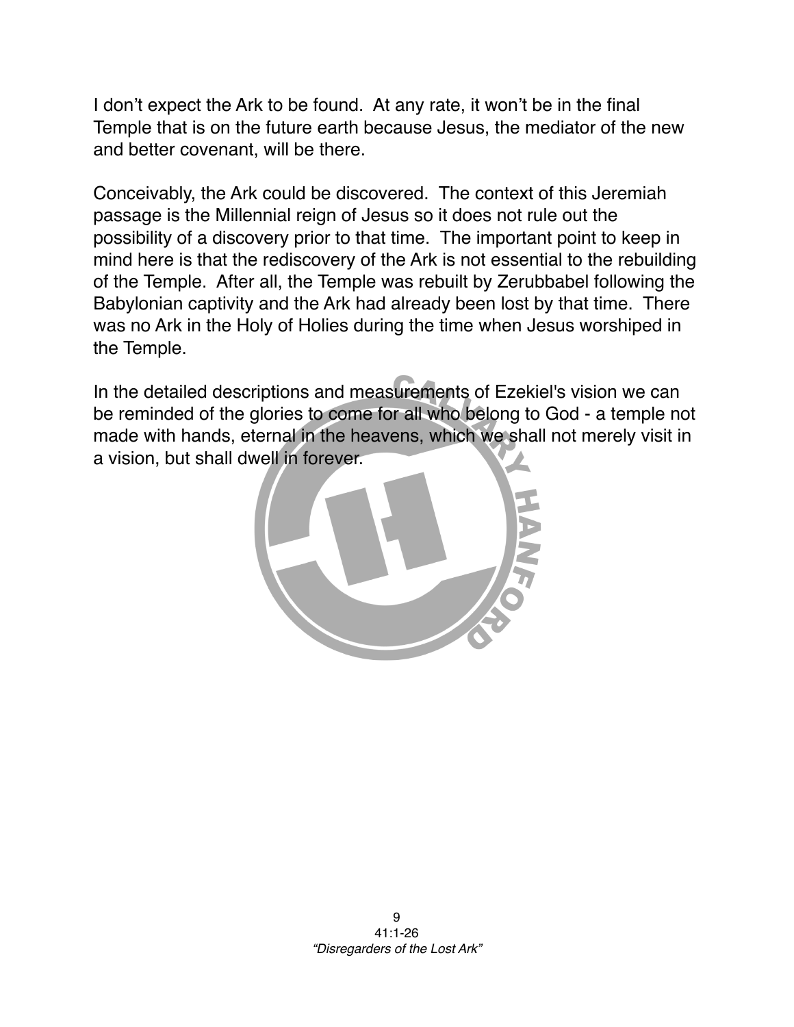I don't expect the Ark to be found. At any rate, it won't be in the final Temple that is on the future earth because Jesus, the mediator of the new and better covenant, will be there.

Conceivably, the Ark could be discovered. The context of this Jeremiah passage is the Millennial reign of Jesus so it does not rule out the possibility of a discovery prior to that time. The important point to keep in mind here is that the rediscovery of the Ark is not essential to the rebuilding of the Temple. After all, the Temple was rebuilt by Zerubbabel following the Babylonian captivity and the Ark had already been lost by that time. There was no Ark in the Holy of Holies during the time when Jesus worshiped in the Temple.

In the detailed descriptions and measurements of Ezekiel's vision we can be reminded of the glories to come for all who belong to God - a temple not made with hands, eternal in the heavens, which we shall not merely visit in a vision, but shall dwell in forever.